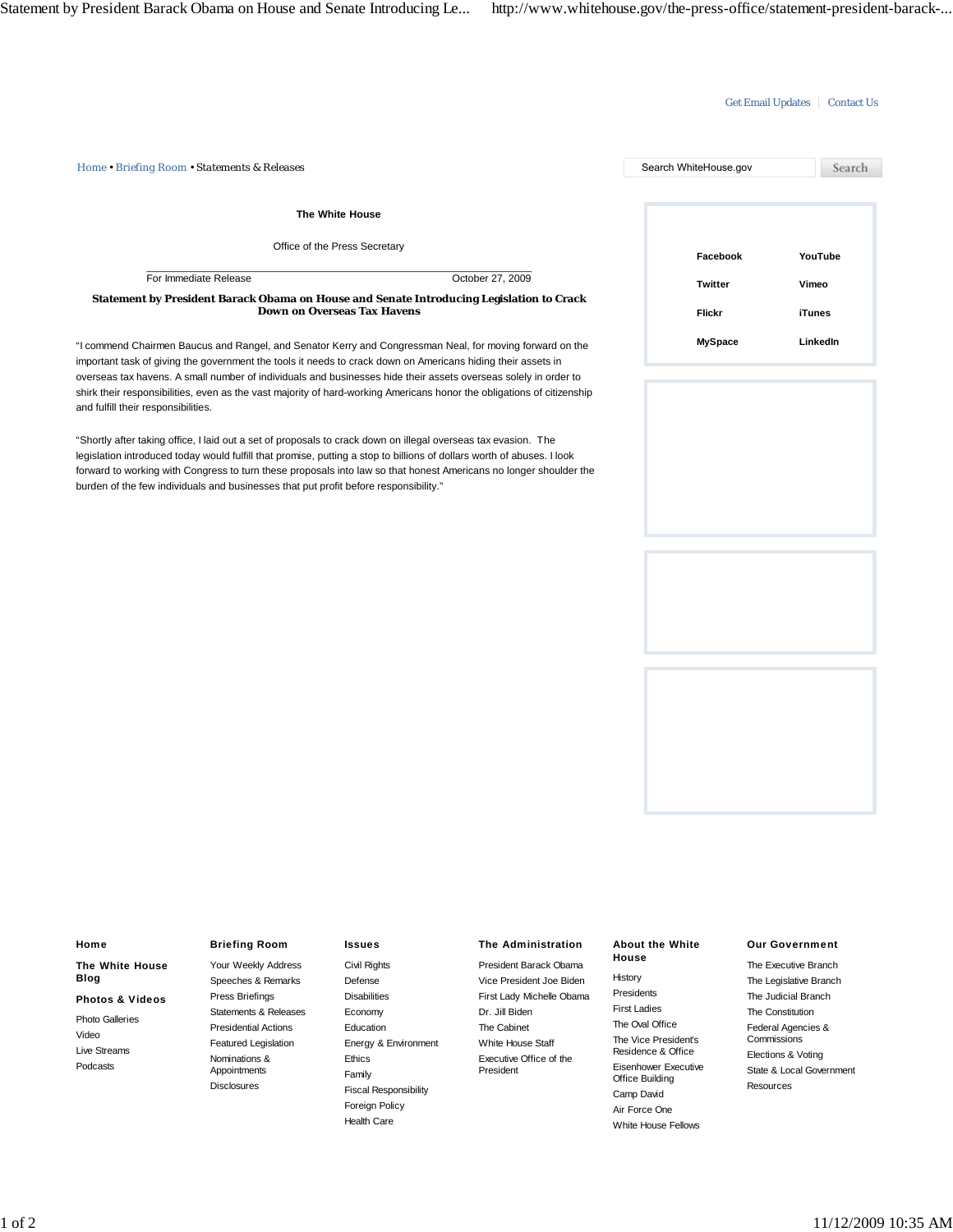Get Email Updates | Contact Us

Home • Briefing Room • Statements & Releases

Search WhiteHouse.gov | Search

**The White House**

Office of the Press Secretary

For Immediate Release — October 27, 2009

## Statement by President Barack Obama on House and Senate Introducing Legislation to Crack Down on Overseas Tax Havens

"I commend Chairmen Baucus and Rangel, and Senator Kerry and Congressman Neal, for moving forward on the important task of giving the government the tools it needs to crack down on Americans hiding their assets in overseas tax havens. A small number of individuals and businesses hide their assets overseas solely in order to shirk their responsibilities, even as the vast majority of hard-working Americans honor the obligations of citizenship and fulfill their responsibilities.

"Shortly after taking office, I laid out a set of proposals to crack down on illegal overseas tax evasion. The legislation introduced today would fulfill that promise, putting a stop to billions of dollars worth of abuses. I look forward to working with Congress to turn these proposals into law so that honest Americans no longer shoulder the burden of the few individuals and businesses that put profit before responsibility."

**Facebook** | **YouTube**
**Twitter** | **Vimeo**
**Flickr** | **iTunes**
**MySpace** | **LinkedIn**

**Home**

**The White House Blog**

**Photos & Videos**

- Photo Galleries
- Video
- Live Streams
- Podcasts

**Briefing Room**

- Your Weekly Address
- Speeches & Remarks
- Press Briefings
- Statements & Releases
- Presidential Actions
- Featured Legislation
- Nominations & Appointments
- Disclosures

**Issues**

- Civil Rights
- Defense
- Disabilities
- Economy
- Education
- Energy & Environment
- Ethics
- Family
- Fiscal Responsibility
- Foreign Policy
- Health Care

**The Administration**

- President Barack Obama
- Vice President Joe Biden
- First Lady Michelle Obama
- Dr. Jill Biden
- The Cabinet
- White House Staff
- Executive Office of the President

**About the White House**

- History
- Presidents
- First Ladies
- The Oval Office
- The Vice President's Residence & Office
- Eisenhower Executive Office Building
- Camp David
- Air Force One
- White House Fellows

**Our Government**

- The Executive Branch
- The Legislative Branch
- The Judicial Branch
- The Constitution
- Federal Agencies & Commissions
- Elections & Voting
- State & Local Government
- Resources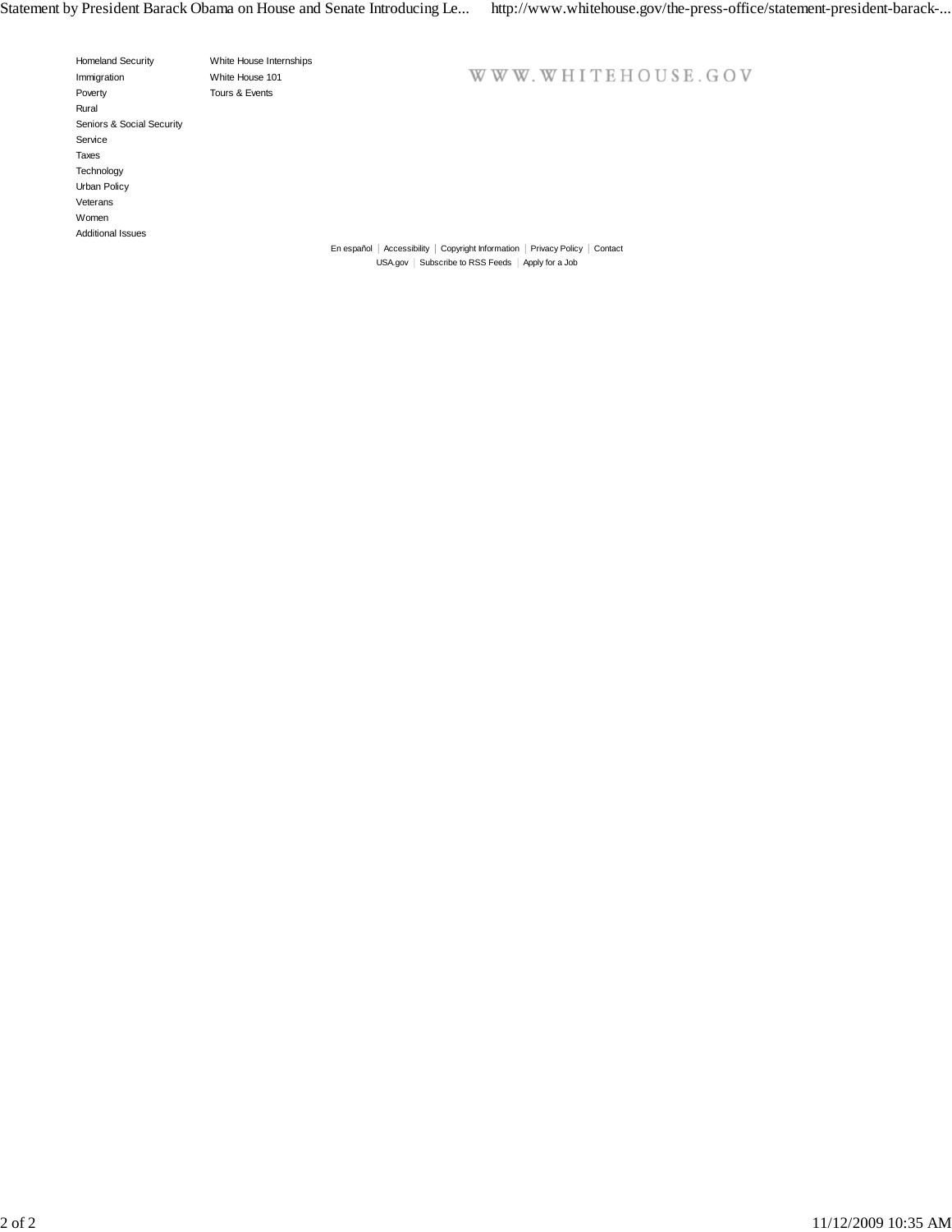Homeland Security
Immigration
Poverty
Rural
Seniors & Social Security
Service
Taxes
Technology
Urban Policy
Veterans
Women
Additional Issues

White House Internships
White House 101
Tours & Events

WWW.WHITEHOUSE.GOV

En español | Accessibility | Copyright Information | Privacy Policy | Contact
USA.gov | Subscribe to RSS Feeds | Apply for a Job